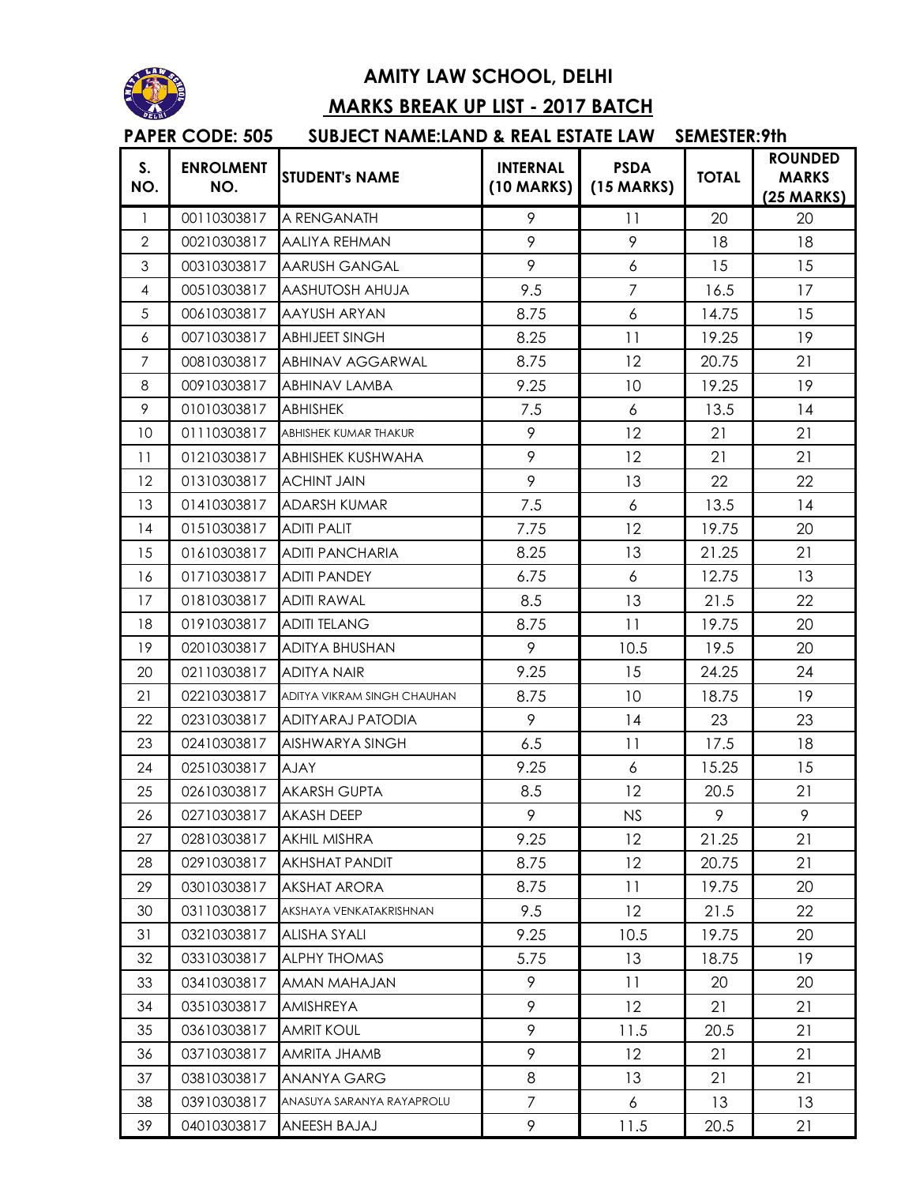# AMITY LAW SCHOOL, DELHI

## MARKS BREAK UP LIST - 2017 BATCH

**PAPER CODE: 505 SUBJECT NAME:LAND & REAL ESTATE LAW SEMESTER:9th**

| S. NO. | ENROLMENT NO. | STUDENT's NAME | INTERNAL (10 MARKS) | PSDA (15 MARKS) | TOTAL | ROUNDED MARKS (25 MARKS) |
|---|---|---|---|---|---|---|
| 1 | 00110303817 | A RENGANATH | 9 | 11 | 20 | 20 |
| 2 | 00210303817 | AALIYA REHMAN | 9 | 9 | 18 | 18 |
| 3 | 00310303817 | AARUSH GANGAL | 9 | 6 | 15 | 15 |
| 4 | 00510303817 | AASHUTOSH AHUJA | 9.5 | 7 | 16.5 | 17 |
| 5 | 00610303817 | AAYUSH ARYAN | 8.75 | 6 | 14.75 | 15 |
| 6 | 00710303817 | ABHIJEET SINGH | 8.25 | 11 | 19.25 | 19 |
| 7 | 00810303817 | ABHINAV AGGARWAL | 8.75 | 12 | 20.75 | 21 |
| 8 | 00910303817 | ABHINAV LAMBA | 9.25 | 10 | 19.25 | 19 |
| 9 | 01010303817 | ABHISHEK | 7.5 | 6 | 13.5 | 14 |
| 10 | 01110303817 | ABHISHEK KUMAR THAKUR | 9 | 12 | 21 | 21 |
| 11 | 01210303817 | ABHISHEK KUSHWAHA | 9 | 12 | 21 | 21 |
| 12 | 01310303817 | ACHINT JAIN | 9 | 13 | 22 | 22 |
| 13 | 01410303817 | ADARSH KUMAR | 7.5 | 6 | 13.5 | 14 |
| 14 | 01510303817 | ADITI PALIT | 7.75 | 12 | 19.75 | 20 |
| 15 | 01610303817 | ADITI PANCHARIA | 8.25 | 13 | 21.25 | 21 |
| 16 | 01710303817 | ADITI PANDEY | 6.75 | 6 | 12.75 | 13 |
| 17 | 01810303817 | ADITI RAWAL | 8.5 | 13 | 21.5 | 22 |
| 18 | 01910303817 | ADITI TELANG | 8.75 | 11 | 19.75 | 20 |
| 19 | 02010303817 | ADITYA BHUSHAN | 9 | 10.5 | 19.5 | 20 |
| 20 | 02110303817 | ADITYA NAIR | 9.25 | 15 | 24.25 | 24 |
| 21 | 02210303817 | ADITYA VIKRAM SINGH CHAUHAN | 8.75 | 10 | 18.75 | 19 |
| 22 | 02310303817 | ADITYARAJ PATODIA | 9 | 14 | 23 | 23 |
| 23 | 02410303817 | AISHWARYA SINGH | 6.5 | 11 | 17.5 | 18 |
| 24 | 02510303817 | AJAY | 9.25 | 6 | 15.25 | 15 |
| 25 | 02610303817 | AKARSH GUPTA | 8.5 | 12 | 20.5 | 21 |
| 26 | 02710303817 | AKASH DEEP | 9 | NS | 9 | 9 |
| 27 | 02810303817 | AKHIL MISHRA | 9.25 | 12 | 21.25 | 21 |
| 28 | 02910303817 | AKHSHAT PANDIT | 8.75 | 12 | 20.75 | 21 |
| 29 | 03010303817 | AKSHAT ARORA | 8.75 | 11 | 19.75 | 20 |
| 30 | 03110303817 | AKSHAYA VENKATAKRISHNAN | 9.5 | 12 | 21.5 | 22 |
| 31 | 03210303817 | ALISHA SYALI | 9.25 | 10.5 | 19.75 | 20 |
| 32 | 03310303817 | ALPHY THOMAS | 5.75 | 13 | 18.75 | 19 |
| 33 | 03410303817 | AMAN MAHAJAN | 9 | 11 | 20 | 20 |
| 34 | 03510303817 | AMISHREYA | 9 | 12 | 21 | 21 |
| 35 | 03610303817 | AMRIT KOUL | 9 | 11.5 | 20.5 | 21 |
| 36 | 03710303817 | AMRITA JHAMB | 9 | 12 | 21 | 21 |
| 37 | 03810303817 | ANANYA GARG | 8 | 13 | 21 | 21 |
| 38 | 03910303817 | ANASUYA SARANYA RAYAPROLU | 7 | 6 | 13 | 13 |
| 39 | 04010303817 | ANEESH BAJAJ | 9 | 11.5 | 20.5 | 21 |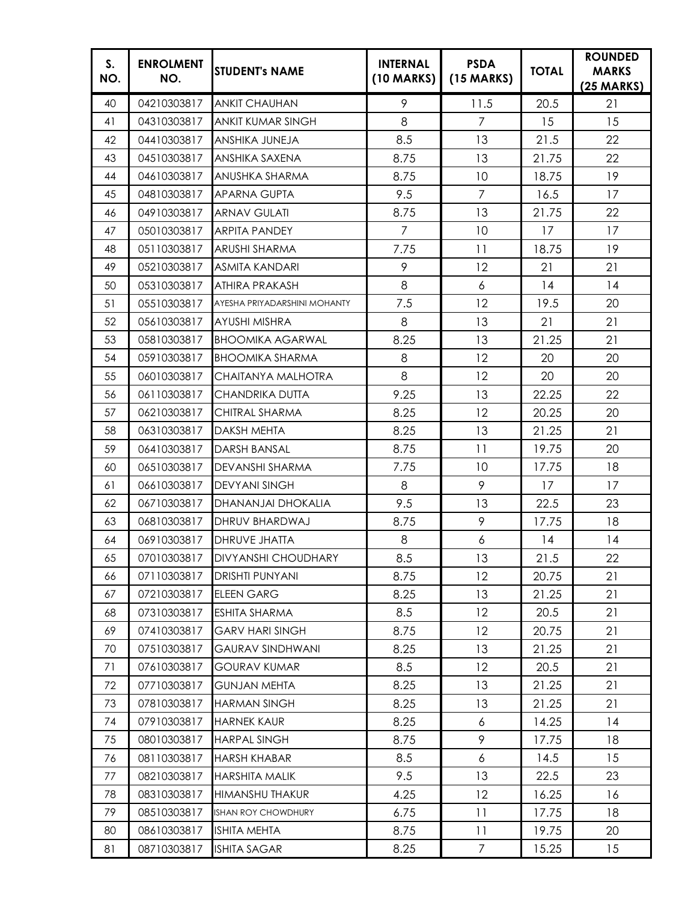| S. NO. | ENROLMENT NO. | STUDENT's NAME | INTERNAL (10 MARKS) | PSDA (15 MARKS) | TOTAL | ROUNDED MARKS (25 MARKS) |
|---|---|---|---|---|---|---|
| 40 | 04210303817 | ANKIT CHAUHAN | 9 | 11.5 | 20.5 | 21 |
| 41 | 04310303817 | ANKIT KUMAR SINGH | 8 | 7 | 15 | 15 |
| 42 | 04410303817 | ANSHIKA JUNEJA | 8.5 | 13 | 21.5 | 22 |
| 43 | 04510303817 | ANSHIKA SAXENA | 8.75 | 13 | 21.75 | 22 |
| 44 | 04610303817 | ANUSHKA SHARMA | 8.75 | 10 | 18.75 | 19 |
| 45 | 04810303817 | APARNA GUPTA | 9.5 | 7 | 16.5 | 17 |
| 46 | 04910303817 | ARNAV GULATI | 8.75 | 13 | 21.75 | 22 |
| 47 | 05010303817 | ARPITA PANDEY | 7 | 10 | 17 | 17 |
| 48 | 05110303817 | ARUSHI SHARMA | 7.75 | 11 | 18.75 | 19 |
| 49 | 05210303817 | ASMITA KANDARI | 9 | 12 | 21 | 21 |
| 50 | 05310303817 | ATHIRA PRAKASH | 8 | 6 | 14 | 14 |
| 51 | 05510303817 | AYESHA PRIYADARSHINI MOHANTY | 7.5 | 12 | 19.5 | 20 |
| 52 | 05610303817 | AYUSHI MISHRA | 8 | 13 | 21 | 21 |
| 53 | 05810303817 | BHOOMIKA AGARWAL | 8.25 | 13 | 21.25 | 21 |
| 54 | 05910303817 | BHOOMIKA SHARMA | 8 | 12 | 20 | 20 |
| 55 | 06010303817 | CHAITANYA MALHOTRA | 8 | 12 | 20 | 20 |
| 56 | 06110303817 | CHANDRIKA DUTTA | 9.25 | 13 | 22.25 | 22 |
| 57 | 06210303817 | CHITRAL SHARMA | 8.25 | 12 | 20.25 | 20 |
| 58 | 06310303817 | DAKSH MEHTA | 8.25 | 13 | 21.25 | 21 |
| 59 | 06410303817 | DARSH BANSAL | 8.75 | 11 | 19.75 | 20 |
| 60 | 06510303817 | DEVANSHI SHARMA | 7.75 | 10 | 17.75 | 18 |
| 61 | 06610303817 | DEVYANI SINGH | 8 | 9 | 17 | 17 |
| 62 | 06710303817 | DHANANJAI DHOKALIA | 9.5 | 13 | 22.5 | 23 |
| 63 | 06810303817 | DHRUV BHARDWAJ | 8.75 | 9 | 17.75 | 18 |
| 64 | 06910303817 | DHRUVE JHATTA | 8 | 6 | 14 | 14 |
| 65 | 07010303817 | DIVYANSHI CHOUDHARY | 8.5 | 13 | 21.5 | 22 |
| 66 | 07110303817 | DRISHTI PUNYANI | 8.75 | 12 | 20.75 | 21 |
| 67 | 07210303817 | ELEEN GARG | 8.25 | 13 | 21.25 | 21 |
| 68 | 07310303817 | ESHITA SHARMA | 8.5 | 12 | 20.5 | 21 |
| 69 | 07410303817 | GARV HARI SINGH | 8.75 | 12 | 20.75 | 21 |
| 70 | 07510303817 | GAURAV SINDHWANI | 8.25 | 13 | 21.25 | 21 |
| 71 | 07610303817 | GOURAV KUMAR | 8.5 | 12 | 20.5 | 21 |
| 72 | 07710303817 | GUNJAN MEHTA | 8.25 | 13 | 21.25 | 21 |
| 73 | 07810303817 | HARMAN SINGH | 8.25 | 13 | 21.25 | 21 |
| 74 | 07910303817 | HARNEK KAUR | 8.25 | 6 | 14.25 | 14 |
| 75 | 08010303817 | HARPAL SINGH | 8.75 | 9 | 17.75 | 18 |
| 76 | 08110303817 | HARSH KHABAR | 8.5 | 6 | 14.5 | 15 |
| 77 | 08210303817 | HARSHITA MALIK | 9.5 | 13 | 22.5 | 23 |
| 78 | 08310303817 | HIMANSHU THAKUR | 4.25 | 12 | 16.25 | 16 |
| 79 | 08510303817 | ISHAN ROY CHOWDHURY | 6.75 | 11 | 17.75 | 18 |
| 80 | 08610303817 | ISHITA MEHTA | 8.75 | 11 | 19.75 | 20 |
| 81 | 08710303817 | ISHITA SAGAR | 8.25 | 7 | 15.25 | 15 |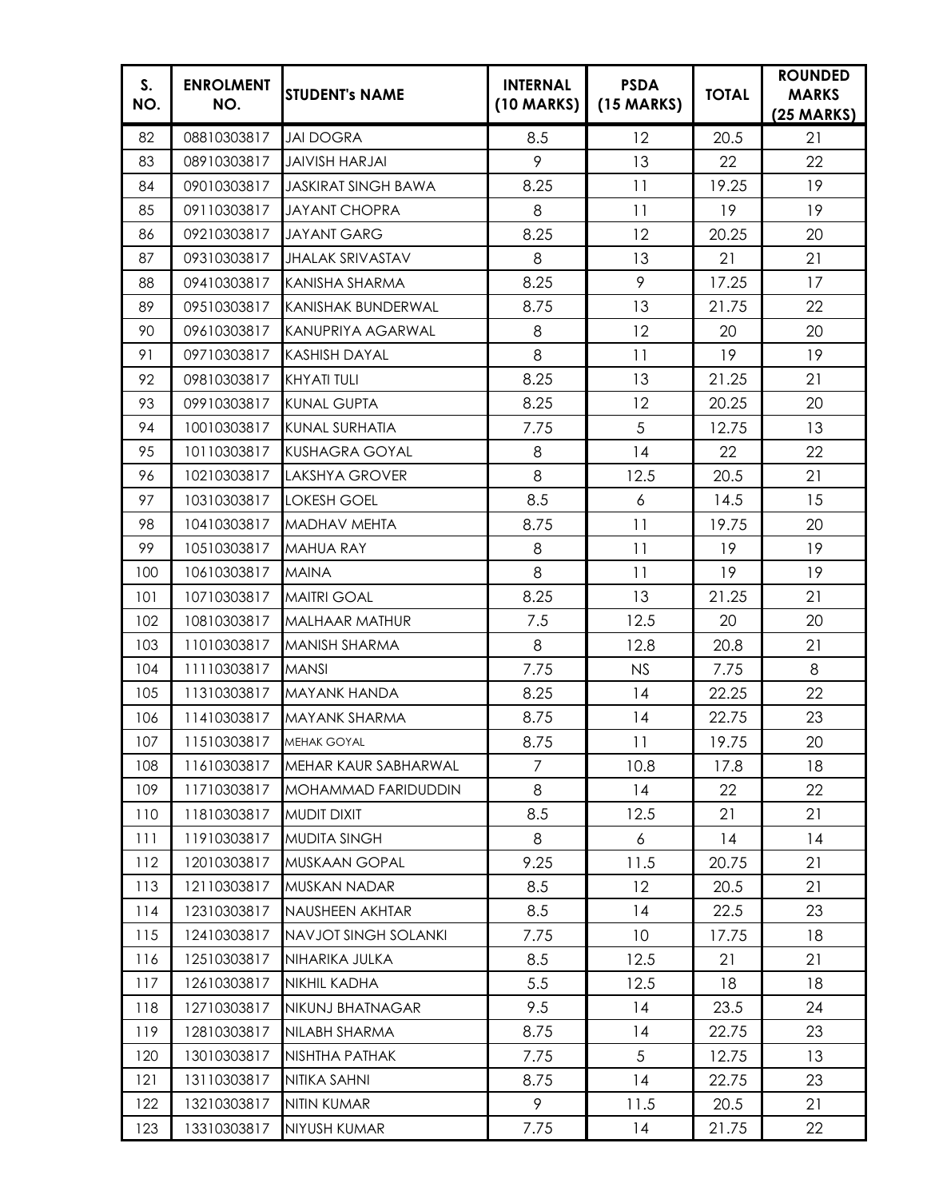| S. NO. | ENROLMENT NO. | STUDENT's NAME | INTERNAL (10 MARKS) | PSDA (15 MARKS) | TOTAL | ROUNDED MARKS (25 MARKS) |
|---|---|---|---|---|---|---|
| 82 | 08810303817 | JAI DOGRA | 8.5 | 12 | 20.5 | 21 |
| 83 | 08910303817 | JAIVISH HARJAI | 9 | 13 | 22 | 22 |
| 84 | 09010303817 | JASKIRAT SINGH BAWA | 8.25 | 11 | 19.25 | 19 |
| 85 | 09110303817 | JAYANT CHOPRA | 8 | 11 | 19 | 19 |
| 86 | 09210303817 | JAYANT GARG | 8.25 | 12 | 20.25 | 20 |
| 87 | 09310303817 | JHALAK SRIVASTAV | 8 | 13 | 21 | 21 |
| 88 | 09410303817 | KANISHA SHARMA | 8.25 | 9 | 17.25 | 17 |
| 89 | 09510303817 | KANISHAK BUNDERWAL | 8.75 | 13 | 21.75 | 22 |
| 90 | 09610303817 | KANUPRIYA AGARWAL | 8 | 12 | 20 | 20 |
| 91 | 09710303817 | KASHISH DAYAL | 8 | 11 | 19 | 19 |
| 92 | 09810303817 | KHYATI TULI | 8.25 | 13 | 21.25 | 21 |
| 93 | 09910303817 | KUNAL GUPTA | 8.25 | 12 | 20.25 | 20 |
| 94 | 10010303817 | KUNAL SURHATIA | 7.75 | 5 | 12.75 | 13 |
| 95 | 10110303817 | KUSHAGRA GOYAL | 8 | 14 | 22 | 22 |
| 96 | 10210303817 | LAKSHYA GROVER | 8 | 12.5 | 20.5 | 21 |
| 97 | 10310303817 | LOKESH GOEL | 8.5 | 6 | 14.5 | 15 |
| 98 | 10410303817 | MADHAV MEHTA | 8.75 | 11 | 19.75 | 20 |
| 99 | 10510303817 | MAHUA RAY | 8 | 11 | 19 | 19 |
| 100 | 10610303817 | MAINA | 8 | 11 | 19 | 19 |
| 101 | 10710303817 | MAITRI GOAL | 8.25 | 13 | 21.25 | 21 |
| 102 | 10810303817 | MALHAAR MATHUR | 7.5 | 12.5 | 20 | 20 |
| 103 | 11010303817 | MANISH SHARMA | 8 | 12.8 | 20.8 | 21 |
| 104 | 11110303817 | MANSI | 7.75 | NS | 7.75 | 8 |
| 105 | 11310303817 | MAYANK HANDA | 8.25 | 14 | 22.25 | 22 |
| 106 | 11410303817 | MAYANK SHARMA | 8.75 | 14 | 22.75 | 23 |
| 107 | 11510303817 | MEHAK GOYAL | 8.75 | 11 | 19.75 | 20 |
| 108 | 11610303817 | MEHAR KAUR SABHARWAL | 7 | 10.8 | 17.8 | 18 |
| 109 | 11710303817 | MOHAMMAD FARIDUDDIN | 8 | 14 | 22 | 22 |
| 110 | 11810303817 | MUDIT DIXIT | 8.5 | 12.5 | 21 | 21 |
| 111 | 11910303817 | MUDITA SINGH | 8 | 6 | 14 | 14 |
| 112 | 12010303817 | MUSKAAN GOPAL | 9.25 | 11.5 | 20.75 | 21 |
| 113 | 12110303817 | MUSKAN NADAR | 8.5 | 12 | 20.5 | 21 |
| 114 | 12310303817 | NAUSHEEN AKHTAR | 8.5 | 14 | 22.5 | 23 |
| 115 | 12410303817 | NAVJOT SINGH SOLANKI | 7.75 | 10 | 17.75 | 18 |
| 116 | 12510303817 | NIHARIKA JULKA | 8.5 | 12.5 | 21 | 21 |
| 117 | 12610303817 | NIKHIL KADHA | 5.5 | 12.5 | 18 | 18 |
| 118 | 12710303817 | NIKUNJ BHATNAGAR | 9.5 | 14 | 23.5 | 24 |
| 119 | 12810303817 | NILABH SHARMA | 8.75 | 14 | 22.75 | 23 |
| 120 | 13010303817 | NISHTHA PATHAK | 7.75 | 5 | 12.75 | 13 |
| 121 | 13110303817 | NITIKA SAHNI | 8.75 | 14 | 22.75 | 23 |
| 122 | 13210303817 | NITIN KUMAR | 9 | 11.5 | 20.5 | 21 |
| 123 | 13310303817 | NIYUSH KUMAR | 7.75 | 14 | 21.75 | 22 |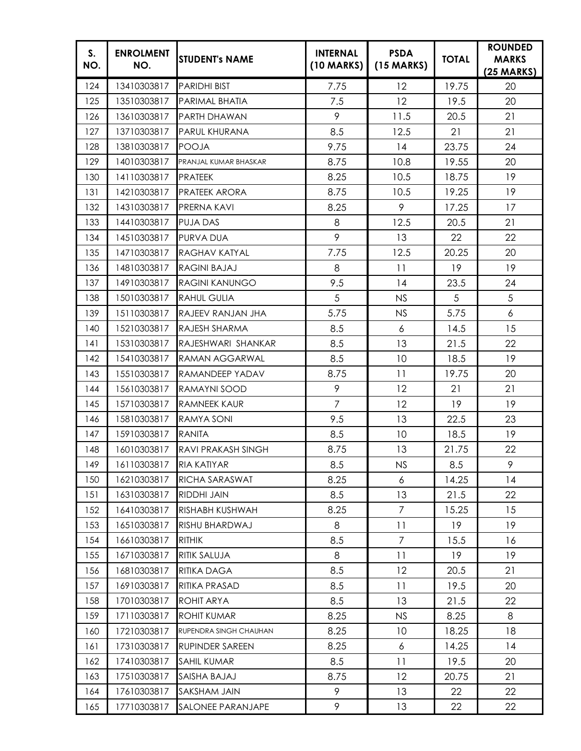| S. NO. | ENROLMENT NO. | STUDENT's NAME | INTERNAL (10 MARKS) | PSDA (15 MARKS) | TOTAL | ROUNDED MARKS (25 MARKS) |
|---|---|---|---|---|---|---|
| 124 | 13410303817 | PARIDHI BIST | 7.75 | 12 | 19.75 | 20 |
| 125 | 13510303817 | PARIMAL BHATIA | 7.5 | 12 | 19.5 | 20 |
| 126 | 13610303817 | PARTH DHAWAN | 9 | 11.5 | 20.5 | 21 |
| 127 | 13710303817 | PARUL KHURANA | 8.5 | 12.5 | 21 | 21 |
| 128 | 13810303817 | POOJA | 9.75 | 14 | 23.75 | 24 |
| 129 | 14010303817 | PRANJAL KUMAR BHASKAR | 8.75 | 10.8 | 19.55 | 20 |
| 130 | 14110303817 | PRATEEK | 8.25 | 10.5 | 18.75 | 19 |
| 131 | 14210303817 | PRATEEK ARORA | 8.75 | 10.5 | 19.25 | 19 |
| 132 | 14310303817 | PRERNA KAVI | 8.25 | 9 | 17.25 | 17 |
| 133 | 14410303817 | PUJA DAS | 8 | 12.5 | 20.5 | 21 |
| 134 | 14510303817 | PURVA DUA | 9 | 13 | 22 | 22 |
| 135 | 14710303817 | RAGHAV KATYAL | 7.75 | 12.5 | 20.25 | 20 |
| 136 | 14810303817 | RAGINI BAJAJ | 8 | 11 | 19 | 19 |
| 137 | 14910303817 | RAGINI KANUNGO | 9.5 | 14 | 23.5 | 24 |
| 138 | 15010303817 | RAHUL GULIA | 5 | NS | 5 | 5 |
| 139 | 15110303817 | RAJEEV RANJAN JHA | 5.75 | NS | 5.75 | 6 |
| 140 | 15210303817 | RAJESH SHARMA | 8.5 | 6 | 14.5 | 15 |
| 141 | 15310303817 | RAJESHWARI SHANKAR | 8.5 | 13 | 21.5 | 22 |
| 142 | 15410303817 | RAMAN AGGARWAL | 8.5 | 10 | 18.5 | 19 |
| 143 | 15510303817 | RAMANDEEP YADAV | 8.75 | 11 | 19.75 | 20 |
| 144 | 15610303817 | RAMAYNI SOOD | 9 | 12 | 21 | 21 |
| 145 | 15710303817 | RAMNEEK KAUR | 7 | 12 | 19 | 19 |
| 146 | 15810303817 | RAMYA SONI | 9.5 | 13 | 22.5 | 23 |
| 147 | 15910303817 | RANITA | 8.5 | 10 | 18.5 | 19 |
| 148 | 16010303817 | RAVI PRAKASH SINGH | 8.75 | 13 | 21.75 | 22 |
| 149 | 16110303817 | RIA KATIYAR | 8.5 | NS | 8.5 | 9 |
| 150 | 16210303817 | RICHA SARASWAT | 8.25 | 6 | 14.25 | 14 |
| 151 | 16310303817 | RIDDHI JAIN | 8.5 | 13 | 21.5 | 22 |
| 152 | 16410303817 | RISHABH KUSHWAH | 8.25 | 7 | 15.25 | 15 |
| 153 | 16510303817 | RISHU BHARDWAJ | 8 | 11 | 19 | 19 |
| 154 | 16610303817 | RITHIK | 8.5 | 7 | 15.5 | 16 |
| 155 | 16710303817 | RITIK SALUJA | 8 | 11 | 19 | 19 |
| 156 | 16810303817 | RITIKA DAGA | 8.5 | 12 | 20.5 | 21 |
| 157 | 16910303817 | RITIKA PRASAD | 8.5 | 11 | 19.5 | 20 |
| 158 | 17010303817 | ROHIT ARYA | 8.5 | 13 | 21.5 | 22 |
| 159 | 17110303817 | ROHIT KUMAR | 8.25 | NS | 8.25 | 8 |
| 160 | 17210303817 | RUPENDRA SINGH CHAUHAN | 8.25 | 10 | 18.25 | 18 |
| 161 | 17310303817 | RUPINDER SAREEN | 8.25 | 6 | 14.25 | 14 |
| 162 | 17410303817 | SAHIL KUMAR | 8.5 | 11 | 19.5 | 20 |
| 163 | 17510303817 | SAISHA BAJAJ | 8.75 | 12 | 20.75 | 21 |
| 164 | 17610303817 | SAKSHAM JAIN | 9 | 13 | 22 | 22 |
| 165 | 17710303817 | SALONEE PARANJAPE | 9 | 13 | 22 | 22 |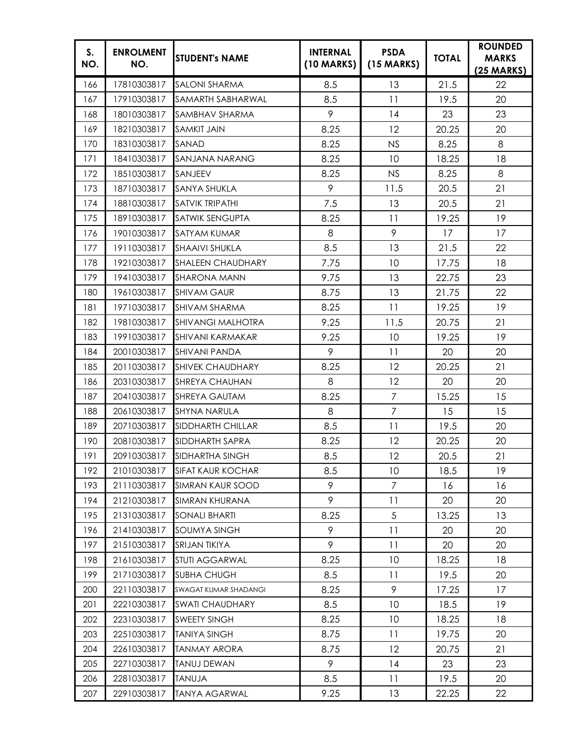| S. NO. | ENROLMENT NO. | STUDENT's NAME | INTERNAL (10 MARKS) | PSDA (15 MARKS) | TOTAL | ROUNDED MARKS (25 MARKS) |
|---|---|---|---|---|---|---|
| 166 | 17810303817 | SALONI SHARMA | 8.5 | 13 | 21.5 | 22 |
| 167 | 17910303817 | SAMARTH SABHARWAL | 8.5 | 11 | 19.5 | 20 |
| 168 | 18010303817 | SAMBHAV SHARMA | 9 | 14 | 23 | 23 |
| 169 | 18210303817 | SAMKIT JAIN | 8.25 | 12 | 20.25 | 20 |
| 170 | 18310303817 | SANAD | 8.25 | NS | 8.25 | 8 |
| 171 | 18410303817 | SANJANA NARANG | 8.25 | 10 | 18.25 | 18 |
| 172 | 18510303817 | SANJEEV | 8.25 | NS | 8.25 | 8 |
| 173 | 18710303817 | SANYA SHUKLA | 9 | 11.5 | 20.5 | 21 |
| 174 | 18810303817 | SATVIK TRIPATHI | 7.5 | 13 | 20.5 | 21 |
| 175 | 18910303817 | SATWIK SENGUPTA | 8.25 | 11 | 19.25 | 19 |
| 176 | 19010303817 | SATYAM KUMAR | 8 | 9 | 17 | 17 |
| 177 | 19110303817 | SHAAIVI SHUKLA | 8.5 | 13 | 21.5 | 22 |
| 178 | 19210303817 | SHALEEN CHAUDHARY | 7.75 | 10 | 17.75 | 18 |
| 179 | 19410303817 | SHARONA MANN | 9.75 | 13 | 22.75 | 23 |
| 180 | 19610303817 | SHIVAM GAUR | 8.75 | 13 | 21.75 | 22 |
| 181 | 19710303817 | SHIVAM SHARMA | 8.25 | 11 | 19.25 | 19 |
| 182 | 19810303817 | SHIVANGI MALHOTRA | 9.25 | 11.5 | 20.75 | 21 |
| 183 | 19910303817 | SHIVANI KARMAKAR | 9.25 | 10 | 19.25 | 19 |
| 184 | 20010303817 | SHIVANI PANDA | 9 | 11 | 20 | 20 |
| 185 | 20110303817 | SHIVEK CHAUDHARY | 8.25 | 12 | 20.25 | 21 |
| 186 | 20310303817 | SHREYA CHAUHAN | 8 | 12 | 20 | 20 |
| 187 | 20410303817 | SHREYA GAUTAM | 8.25 | 7 | 15.25 | 15 |
| 188 | 20610303817 | SHYNA NARULA | 8 | 7 | 15 | 15 |
| 189 | 20710303817 | SIDDHARTH CHILLAR | 8.5 | 11 | 19.5 | 20 |
| 190 | 20810303817 | SIDDHARTH SAPRA | 8.25 | 12 | 20.25 | 20 |
| 191 | 20910303817 | SIDHARTHA SINGH | 8.5 | 12 | 20.5 | 21 |
| 192 | 21010303817 | SIFAT KAUR KOCHAR | 8.5 | 10 | 18.5 | 19 |
| 193 | 21110303817 | SIMRAN KAUR SOOD | 9 | 7 | 16 | 16 |
| 194 | 21210303817 | SIMRAN KHURANA | 9 | 11 | 20 | 20 |
| 195 | 21310303817 | SONALI BHARTI | 8.25 | 5 | 13.25 | 13 |
| 196 | 21410303817 | SOUMYA SINGH | 9 | 11 | 20 | 20 |
| 197 | 21510303817 | SRIJAN TIKIYA | 9 | 11 | 20 | 20 |
| 198 | 21610303817 | STUTI AGGARWAL | 8.25 | 10 | 18.25 | 18 |
| 199 | 21710303817 | SUBHA CHUGH | 8.5 | 11 | 19.5 | 20 |
| 200 | 22110303817 | SWAGAT KUMAR SHADANGI | 8.25 | 9 | 17.25 | 17 |
| 201 | 22210303817 | SWATI CHAUDHARY | 8.5 | 10 | 18.5 | 19 |
| 202 | 22310303817 | SWEETY SINGH | 8.25 | 10 | 18.25 | 18 |
| 203 | 22510303817 | TANIYA SINGH | 8.75 | 11 | 19.75 | 20 |
| 204 | 22610303817 | TANMAY ARORA | 8.75 | 12 | 20.75 | 21 |
| 205 | 22710303817 | TANUJ DEWAN | 9 | 14 | 23 | 23 |
| 206 | 22810303817 | TANUJA | 8.5 | 11 | 19.5 | 20 |
| 207 | 22910303817 | TANYA AGARWAL | 9.25 | 13 | 22.25 | 22 |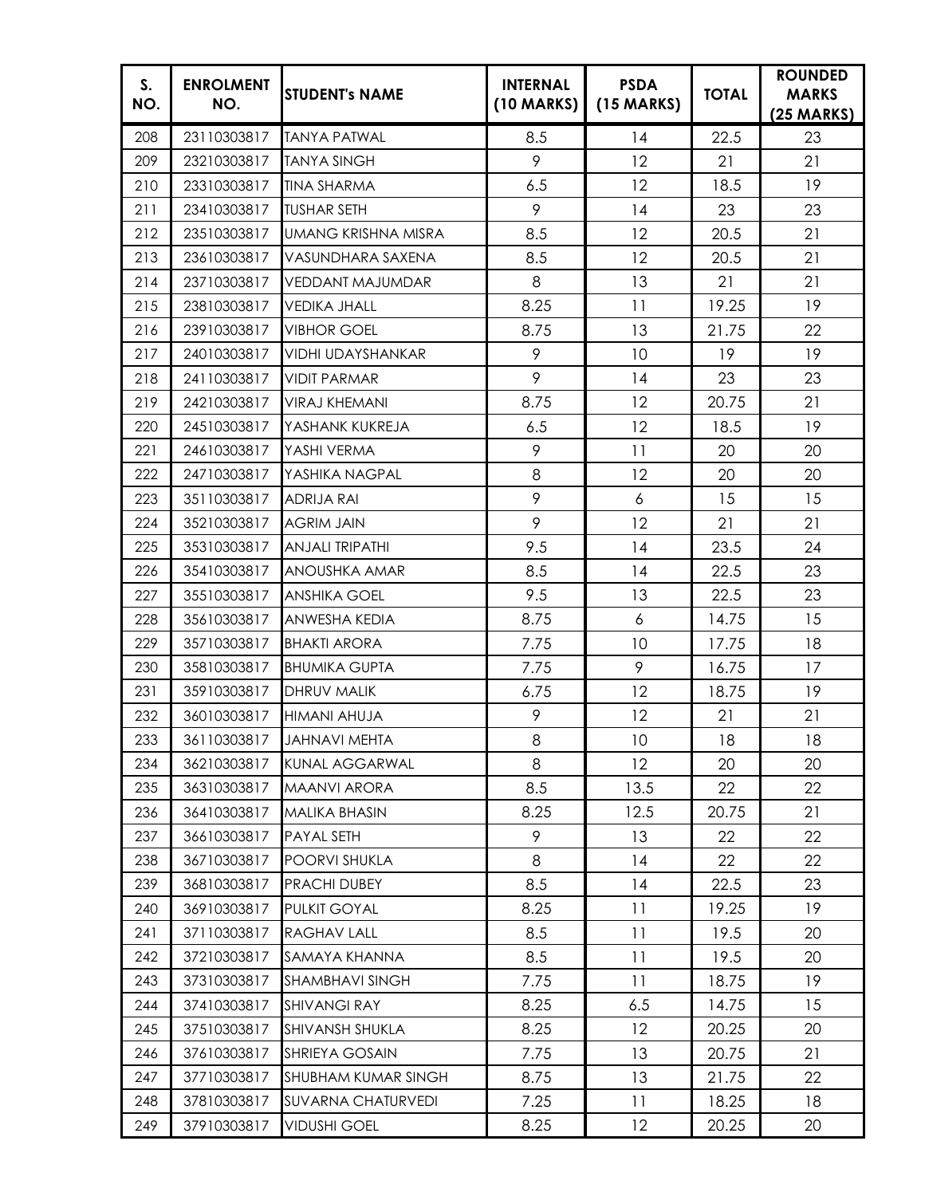| S. NO. | ENROLMENT NO. | STUDENT's NAME | INTERNAL (10 MARKS) | PSDA (15 MARKS) | TOTAL | ROUNDED MARKS (25 MARKS) |
|---|---|---|---|---|---|---|
| 208 | 23110303817 | TANYA PATWAL | 8.5 | 14 | 22.5 | 23 |
| 209 | 23210303817 | TANYA SINGH | 9 | 12 | 21 | 21 |
| 210 | 23310303817 | TINA SHARMA | 6.5 | 12 | 18.5 | 19 |
| 211 | 23410303817 | TUSHAR SETH | 9 | 14 | 23 | 23 |
| 212 | 23510303817 | UMANG KRISHNA MISRA | 8.5 | 12 | 20.5 | 21 |
| 213 | 23610303817 | VASUNDHARA SAXENA | 8.5 | 12 | 20.5 | 21 |
| 214 | 23710303817 | VEDDANT MAJUMDAR | 8 | 13 | 21 | 21 |
| 215 | 23810303817 | VEDIKA JHALL | 8.25 | 11 | 19.25 | 19 |
| 216 | 23910303817 | VIBHOR GOEL | 8.75 | 13 | 21.75 | 22 |
| 217 | 24010303817 | VIDHI UDAYSHANKAR | 9 | 10 | 19 | 19 |
| 218 | 24110303817 | VIDIT PARMAR | 9 | 14 | 23 | 23 |
| 219 | 24210303817 | VIRAJ KHEMANI | 8.75 | 12 | 20.75 | 21 |
| 220 | 24510303817 | YASHANK KUKREJA | 6.5 | 12 | 18.5 | 19 |
| 221 | 24610303817 | YASHI VERMA | 9 | 11 | 20 | 20 |
| 222 | 24710303817 | YASHIKA NAGPAL | 8 | 12 | 20 | 20 |
| 223 | 35110303817 | ADRIJA RAI | 9 | 6 | 15 | 15 |
| 224 | 35210303817 | AGRIM JAIN | 9 | 12 | 21 | 21 |
| 225 | 35310303817 | ANJALI TRIPATHI | 9.5 | 14 | 23.5 | 24 |
| 226 | 35410303817 | ANOUSHKA AMAR | 8.5 | 14 | 22.5 | 23 |
| 227 | 35510303817 | ANSHIKA GOEL | 9.5 | 13 | 22.5 | 23 |
| 228 | 35610303817 | ANWESHA KEDIA | 8.75 | 6 | 14.75 | 15 |
| 229 | 35710303817 | BHAKTI ARORA | 7.75 | 10 | 17.75 | 18 |
| 230 | 35810303817 | BHUMIKA GUPTA | 7.75 | 9 | 16.75 | 17 |
| 231 | 35910303817 | DHRUV MALIK | 6.75 | 12 | 18.75 | 19 |
| 232 | 36010303817 | HIMANI AHUJA | 9 | 12 | 21 | 21 |
| 233 | 36110303817 | JAHNAVI MEHTA | 8 | 10 | 18 | 18 |
| 234 | 36210303817 | KUNAL AGGARWAL | 8 | 12 | 20 | 20 |
| 235 | 36310303817 | MAANVI ARORA | 8.5 | 13.5 | 22 | 22 |
| 236 | 36410303817 | MALIKA BHASIN | 8.25 | 12.5 | 20.75 | 21 |
| 237 | 36610303817 | PAYAL SETH | 9 | 13 | 22 | 22 |
| 238 | 36710303817 | POORVI SHUKLA | 8 | 14 | 22 | 22 |
| 239 | 36810303817 | PRACHI DUBEY | 8.5 | 14 | 22.5 | 23 |
| 240 | 36910303817 | PULKIT GOYAL | 8.25 | 11 | 19.25 | 19 |
| 241 | 37110303817 | RAGHAV LALL | 8.5 | 11 | 19.5 | 20 |
| 242 | 37210303817 | SAMAYA KHANNA | 8.5 | 11 | 19.5 | 20 |
| 243 | 37310303817 | SHAMBHAVI SINGH | 7.75 | 11 | 18.75 | 19 |
| 244 | 37410303817 | SHIVANGI RAY | 8.25 | 6.5 | 14.75 | 15 |
| 245 | 37510303817 | SHIVANSH SHUKLA | 8.25 | 12 | 20.25 | 20 |
| 246 | 37610303817 | SHRIEYA GOSAIN | 7.75 | 13 | 20.75 | 21 |
| 247 | 37710303817 | SHUBHAM KUMAR SINGH | 8.75 | 13 | 21.75 | 22 |
| 248 | 37810303817 | SUVARNA CHATURVEDI | 7.25 | 11 | 18.25 | 18 |
| 249 | 37910303817 | VIDUSHI GOEL | 8.25 | 12 | 20.25 | 20 |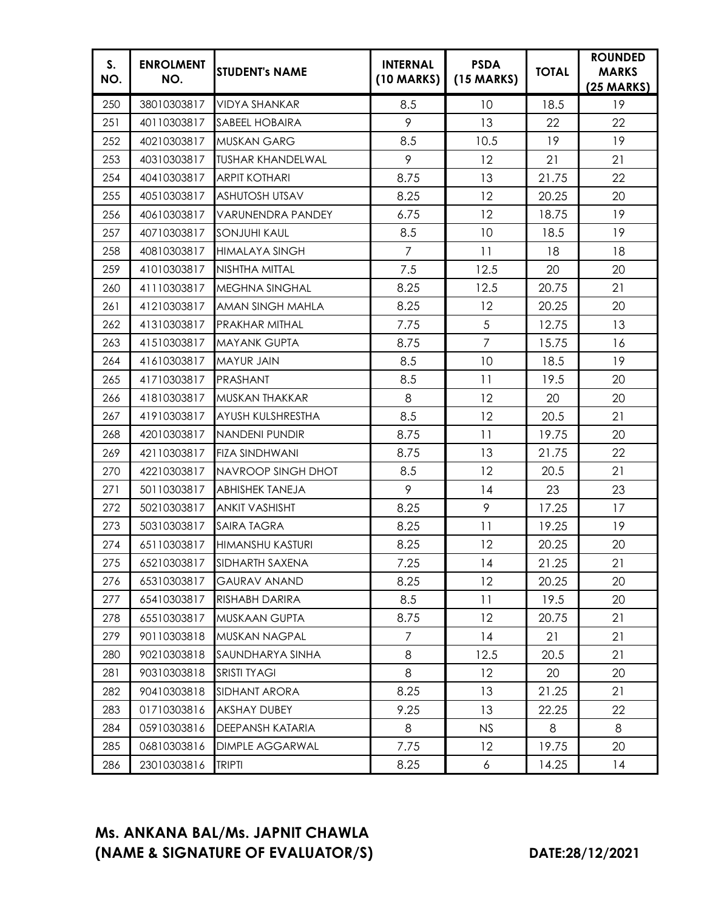| S. NO. | ENROLMENT NO. | STUDENT's NAME | INTERNAL (10 MARKS) | PSDA (15 MARKS) | TOTAL | ROUNDED MARKS (25 MARKS) |
|---|---|---|---|---|---|---|
| 250 | 38010303817 | VIDYA SHANKAR | 8.5 | 10 | 18.5 | 19 |
| 251 | 40110303817 | SABEEL HOBAIRA | 9 | 13 | 22 | 22 |
| 252 | 40210303817 | MUSKAN GARG | 8.5 | 10.5 | 19 | 19 |
| 253 | 40310303817 | TUSHAR KHANDELWAL | 9 | 12 | 21 | 21 |
| 254 | 40410303817 | ARPIT KOTHARI | 8.75 | 13 | 21.75 | 22 |
| 255 | 40510303817 | ASHUTOSH UTSAV | 8.25 | 12 | 20.25 | 20 |
| 256 | 40610303817 | VARUNENDRA PANDEY | 6.75 | 12 | 18.75 | 19 |
| 257 | 40710303817 | SONJUHI KAUL | 8.5 | 10 | 18.5 | 19 |
| 258 | 40810303817 | HIMALAYA SINGH | 7 | 11 | 18 | 18 |
| 259 | 41010303817 | NISHTHA MITTAL | 7.5 | 12.5 | 20 | 20 |
| 260 | 41110303817 | MEGHNA SINGHAL | 8.25 | 12.5 | 20.75 | 21 |
| 261 | 41210303817 | AMAN SINGH MAHLA | 8.25 | 12 | 20.25 | 20 |
| 262 | 41310303817 | PRAKHAR MITHAL | 7.75 | 5 | 12.75 | 13 |
| 263 | 41510303817 | MAYANK GUPTA | 8.75 | 7 | 15.75 | 16 |
| 264 | 41610303817 | MAYUR JAIN | 8.5 | 10 | 18.5 | 19 |
| 265 | 41710303817 | PRASHANT | 8.5 | 11 | 19.5 | 20 |
| 266 | 41810303817 | MUSKAN THAKKAR | 8 | 12 | 20 | 20 |
| 267 | 41910303817 | AYUSH KULSHRESTHA | 8.5 | 12 | 20.5 | 21 |
| 268 | 42010303817 | NANDENI PUNDIR | 8.75 | 11 | 19.75 | 20 |
| 269 | 42110303817 | FIZA SINDHWANI | 8.75 | 13 | 21.75 | 22 |
| 270 | 42210303817 | NAVROOP SINGH DHOT | 8.5 | 12 | 20.5 | 21 |
| 271 | 50110303817 | ABHISHEK TANEJA | 9 | 14 | 23 | 23 |
| 272 | 50210303817 | ANKIT VASHISHT | 8.25 | 9 | 17.25 | 17 |
| 273 | 50310303817 | SAIRA TAGRA | 8.25 | 11 | 19.25 | 19 |
| 274 | 65110303817 | HIMANSHU KASTURI | 8.25 | 12 | 20.25 | 20 |
| 275 | 65210303817 | SIDHARTH SAXENA | 7.25 | 14 | 21.25 | 21 |
| 276 | 65310303817 | GAURAV ANAND | 8.25 | 12 | 20.25 | 20 |
| 277 | 65410303817 | RISHABH DARIRA | 8.5 | 11 | 19.5 | 20 |
| 278 | 65510303817 | MUSKAAN GUPTA | 8.75 | 12 | 20.75 | 21 |
| 279 | 90110303818 | MUSKAN NAGPAL | 7 | 14 | 21 | 21 |
| 280 | 90210303818 | SAUNDHARYA SINHA | 8 | 12.5 | 20.5 | 21 |
| 281 | 90310303818 | SRISTI TYAGI | 8 | 12 | 20 | 20 |
| 282 | 90410303818 | SIDHANT ARORA | 8.25 | 13 | 21.25 | 21 |
| 283 | 01710303816 | AKSHAY DUBEY | 9.25 | 13 | 22.25 | 22 |
| 284 | 05910303816 | DEEPANSH KATARIA | 8 | NS | 8 | 8 |
| 285 | 06810303816 | DIMPLE AGGARWAL | 7.75 | 12 | 19.75 | 20 |
| 286 | 23010303816 | TRIPTI | 8.25 | 6 | 14.25 | 14 |

**Ms. ANKANA BAL/Ms. JAPNIT CHAWLA**
**(NAME & SIGNATURE OF EVALUATOR/S)** **DATE:28/12/2021**